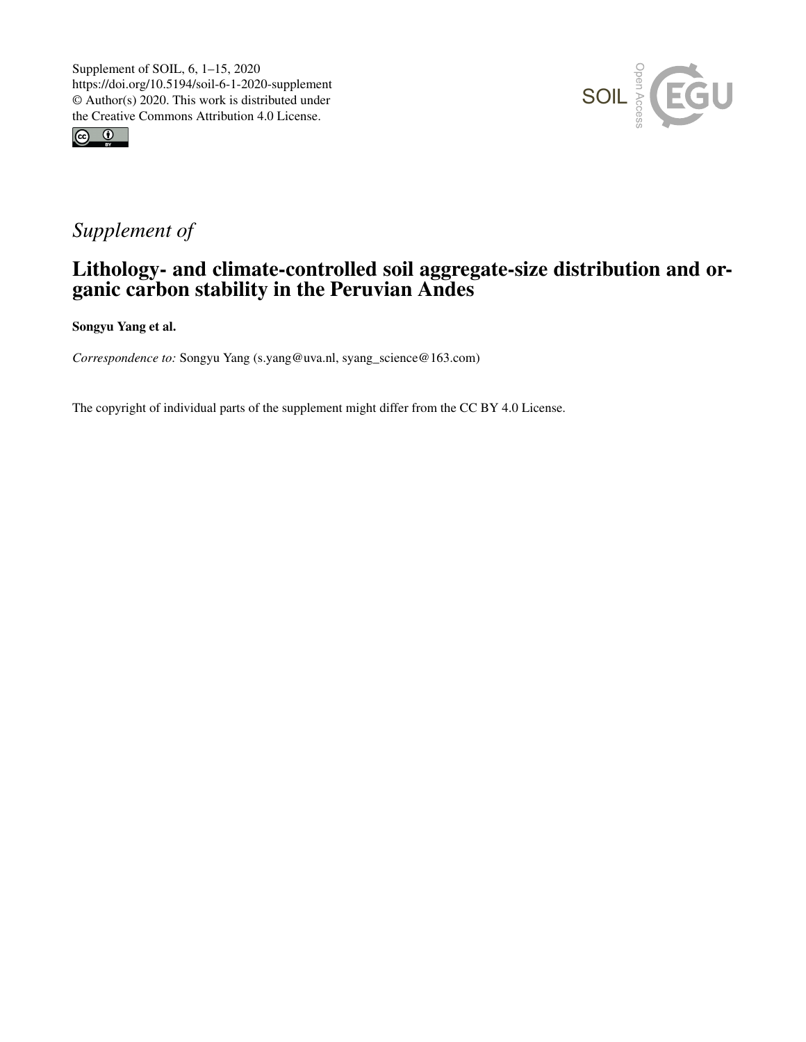Supplement of SOIL, 6, 1–15, 2020
https://doi.org/10.5194/soil-6-1-2020-supplement
© Author(s) 2020. This work is distributed under
the Creative Commons Attribution 4.0 License.

*Supplement of*

# Lithology- and climate-controlled soil aggregate-size distribution and organic carbon stability in the Peruvian Andes

**Songyu Yang et al.**

*Correspondence to:* Songyu Yang (s.yang@uva.nl, syang_science@163.com)

The copyright of individual parts of the supplement might differ from the CC BY 4.0 License.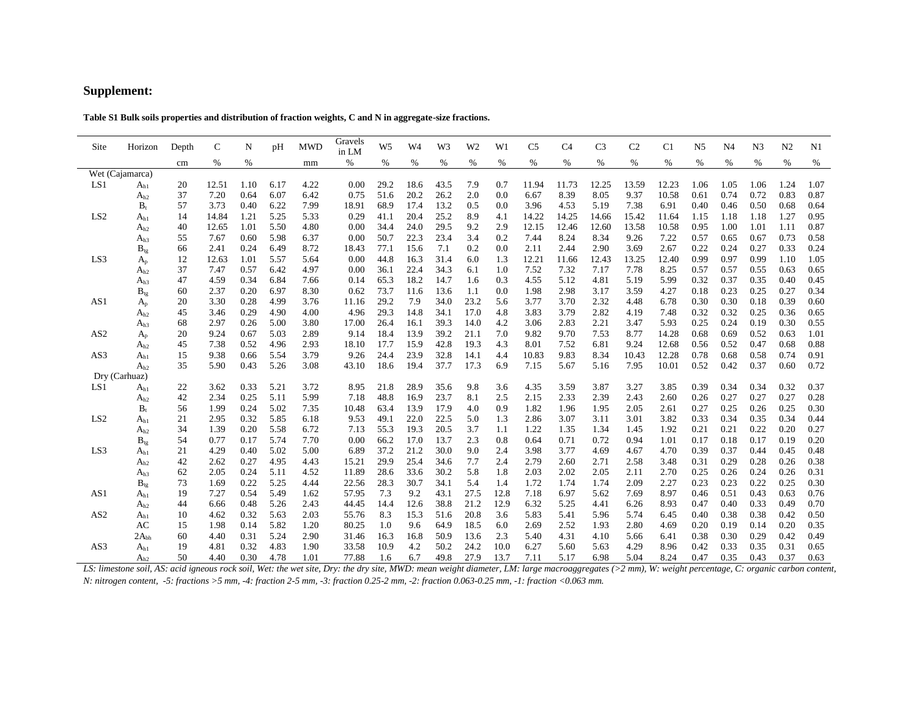## Supplement:

**Table S1 Bulk soils properties and distribution of fraction weights, C and N in aggregate-size fractions.**

| Site | Horizon | Depth | C | N | pH | MWD | Gravels in LM | W5 | W4 | W3 | W2 | W1 | C5 | C4 | C3 | C2 | C1 | N5 | N4 | N3 | N2 | N1 |
|---|---|---|---|---|---|---|---|---|---|---|---|---|---|---|---|---|---|---|---|---|---|---|
| | | cm | % | % | | mm | % | % | % | % | % | % | % | % | % | % | % | % | % | % | % | % |
| Wet (Cajamarca) | | | | | | | | | | | | | | | | | | | | | | |
| LS1 | $A_{h1}$ | 20 | 12.51 | 1.10 | 6.17 | 4.22 | 0.00 | 29.2 | 18.6 | 43.5 | 7.9 | 0.7 | 11.94 | 11.73 | 12.25 | 13.59 | 12.23 | 1.06 | 1.05 | 1.06 | 1.24 | 1.07 |
| | $A_{h2}$ | 37 | 7.20 | 0.64 | 6.07 | 6.42 | 0.75 | 51.6 | 20.2 | 26.2 | 2.0 | 0.0 | 6.67 | 8.39 | 8.05 | 9.37 | 10.58 | 0.61 | 0.74 | 0.72 | 0.83 | 0.87 |
| | $B_t$ | 57 | 3.73 | 0.40 | 6.22 | 7.99 | 18.91 | 68.9 | 17.4 | 13.2 | 0.5 | 0.0 | 3.96 | 4.53 | 5.19 | 7.38 | 6.91 | 0.40 | 0.46 | 0.50 | 0.68 | 0.64 |
| LS2 | $A_{h1}$ | 14 | 14.84 | 1.21 | 5.25 | 5.33 | 0.29 | 41.1 | 20.4 | 25.2 | 8.9 | 4.1 | 14.22 | 14.25 | 14.66 | 15.42 | 11.64 | 1.15 | 1.18 | 1.18 | 1.27 | 0.95 |
| | $A_{h2}$ | 40 | 12.65 | 1.01 | 5.50 | 4.80 | 0.00 | 34.4 | 24.0 | 29.5 | 9.2 | 2.9 | 12.15 | 12.46 | 12.60 | 13.58 | 10.58 | 0.95 | 1.00 | 1.01 | 1.11 | 0.87 |
| | $A_{h3}$ | 55 | 7.67 | 0.60 | 5.98 | 6.37 | 0.00 | 50.7 | 22.3 | 23.4 | 3.4 | 0.2 | 7.44 | 8.24 | 8.34 | 9.26 | 7.22 | 0.57 | 0.65 | 0.67 | 0.73 | 0.58 |
| | $B_{tg}$ | 66 | 2.41 | 0.24 | 6.49 | 8.72 | 18.43 | 77.1 | 15.6 | 7.1 | 0.2 | 0.0 | 2.11 | 2.44 | 2.90 | 3.69 | 2.67 | 0.22 | 0.24 | 0.27 | 0.33 | 0.24 |
| LS3 | $A_p$ | 12 | 12.63 | 1.01 | 5.57 | 5.64 | 0.00 | 44.8 | 16.3 | 31.4 | 6.0 | 1.3 | 12.21 | 11.66 | 12.43 | 13.25 | 12.40 | 0.99 | 0.97 | 0.99 | 1.10 | 1.05 |
| | $A_{h2}$ | 37 | 7.47 | 0.57 | 6.42 | 4.97 | 0.00 | 36.1 | 22.4 | 34.3 | 6.1 | 1.0 | 7.52 | 7.32 | 7.17 | 7.78 | 8.25 | 0.57 | 0.57 | 0.55 | 0.63 | 0.65 |
| | $A_{h3}$ | 47 | 4.59 | 0.34 | 6.84 | 7.66 | 0.14 | 65.3 | 18.2 | 14.7 | 1.6 | 0.3 | 4.55 | 5.12 | 4.81 | 5.19 | 5.99 | 0.32 | 0.37 | 0.35 | 0.40 | 0.45 |
| | $B_{tg}$ | 60 | 2.37 | 0.20 | 6.97 | 8.30 | 0.62 | 73.7 | 11.6 | 13.6 | 1.1 | 0.0 | 1.98 | 2.98 | 3.17 | 3.59 | 4.27 | 0.18 | 0.23 | 0.25 | 0.27 | 0.34 |
| AS1 | $A_p$ | 20 | 3.30 | 0.28 | 4.99 | 3.76 | 11.16 | 29.2 | 7.9 | 34.0 | 23.2 | 5.6 | 3.77 | 3.70 | 2.32 | 4.48 | 6.78 | 0.30 | 0.30 | 0.18 | 0.39 | 0.60 |
| | $A_{h2}$ | 45 | 3.46 | 0.29 | 4.90 | 4.00 | 4.96 | 29.3 | 14.8 | 34.1 | 17.0 | 4.8 | 3.83 | 3.79 | 2.82 | 4.19 | 7.48 | 0.32 | 0.32 | 0.25 | 0.36 | 0.65 |
| | $A_{h3}$ | 68 | 2.97 | 0.26 | 5.00 | 3.80 | 17.00 | 26.4 | 16.1 | 39.3 | 14.0 | 4.2 | 3.06 | 2.83 | 2.21 | 3.47 | 5.93 | 0.25 | 0.24 | 0.19 | 0.30 | 0.55 |
| AS2 | $A_p$ | 20 | 9.24 | 0.67 | 5.03 | 2.89 | 9.14 | 18.4 | 13.9 | 39.2 | 21.1 | 7.0 | 9.82 | 9.70 | 7.53 | 8.77 | 14.28 | 0.68 | 0.69 | 0.52 | 0.63 | 1.01 |
| | $A_{h2}$ | 45 | 7.38 | 0.52 | 4.96 | 2.93 | 18.10 | 17.7 | 15.9 | 42.8 | 19.3 | 4.3 | 8.01 | 7.52 | 6.81 | 9.24 | 12.68 | 0.56 | 0.52 | 0.47 | 0.68 | 0.88 |
| AS3 | $A_{h1}$ | 15 | 9.38 | 0.66 | 5.54 | 3.79 | 9.26 | 24.4 | 23.9 | 32.8 | 14.1 | 4.4 | 10.83 | 9.83 | 8.34 | 10.43 | 12.28 | 0.78 | 0.68 | 0.58 | 0.74 | 0.91 |
| | $A_{h2}$ | 35 | 5.90 | 0.43 | 5.26 | 3.08 | 43.10 | 18.6 | 19.4 | 37.7 | 17.3 | 6.9 | 7.15 | 5.67 | 5.16 | 7.95 | 10.01 | 0.52 | 0.42 | 0.37 | 0.60 | 0.72 |
| Dry (Carhuaz) | | | | | | | | | | | | | | | | | | | | | | |
| LS1 | $A_{h1}$ | 22 | 3.62 | 0.33 | 5.21 | 3.72 | 8.95 | 21.8 | 28.9 | 35.6 | 9.8 | 3.6 | 4.35 | 3.59 | 3.87 | 3.27 | 3.85 | 0.39 | 0.34 | 0.34 | 0.32 | 0.37 |
| | $A_{h2}$ | 42 | 2.34 | 0.25 | 5.11 | 5.99 | 7.18 | 48.8 | 16.9 | 23.7 | 8.1 | 2.5 | 2.15 | 2.33 | 2.39 | 2.43 | 2.60 | 0.26 | 0.27 | 0.27 | 0.27 | 0.28 |
| | $B_t$ | 56 | 1.99 | 0.24 | 5.02 | 7.35 | 10.48 | 63.4 | 13.9 | 17.9 | 4.0 | 0.9 | 1.82 | 1.96 | 1.95 | 2.05 | 2.61 | 0.27 | 0.25 | 0.26 | 0.25 | 0.30 |
| LS2 | $A_{h1}$ | 21 | 2.95 | 0.32 | 5.85 | 6.18 | 9.53 | 49.1 | 22.0 | 22.5 | 5.0 | 1.3 | 2.86 | 3.07 | 3.11 | 3.01 | 3.82 | 0.33 | 0.34 | 0.35 | 0.34 | 0.44 |
| | $A_{h2}$ | 34 | 1.39 | 0.20 | 5.58 | 6.72 | 7.13 | 55.3 | 19.3 | 20.5 | 3.7 | 1.1 | 1.22 | 1.35 | 1.34 | 1.45 | 1.92 | 0.21 | 0.21 | 0.22 | 0.20 | 0.27 |
| | $B_{tg}$ | 54 | 0.77 | 0.17 | 5.74 | 7.70 | 0.00 | 66.2 | 17.0 | 13.7 | 2.3 | 0.8 | 0.64 | 0.71 | 0.72 | 0.94 | 1.01 | 0.17 | 0.18 | 0.17 | 0.19 | 0.20 |
| LS3 | $A_{h1}$ | 21 | 4.29 | 0.40 | 5.02 | 5.00 | 6.89 | 37.2 | 21.2 | 30.0 | 9.0 | 2.4 | 3.98 | 3.77 | 4.69 | 4.67 | 4.70 | 0.39 | 0.37 | 0.44 | 0.45 | 0.48 |
| | $A_{h2}$ | 42 | 2.62 | 0.27 | 4.95 | 4.43 | 15.21 | 29.9 | 25.4 | 34.6 | 7.7 | 2.4 | 2.79 | 2.60 | 2.71 | 2.58 | 3.48 | 0.31 | 0.29 | 0.28 | 0.26 | 0.38 |
| | $A_{h3}$ | 62 | 2.05 | 0.24 | 5.11 | 4.52 | 11.89 | 28.6 | 33.6 | 30.2 | 5.8 | 1.8 | 2.03 | 2.02 | 2.05 | 2.11 | 2.70 | 0.25 | 0.26 | 0.24 | 0.26 | 0.31 |
| | $B_{tg}$ | 73 | 1.69 | 0.22 | 5.25 | 4.44 | 22.56 | 28.3 | 30.7 | 34.1 | 5.4 | 1.4 | 1.72 | 1.74 | 1.74 | 2.09 | 2.27 | 0.23 | 0.23 | 0.22 | 0.25 | 0.30 |
| AS1 | $A_{h1}$ | 19 | 7.27 | 0.54 | 5.49 | 1.62 | 57.95 | 7.3 | 9.2 | 43.1 | 27.5 | 12.8 | 7.18 | 6.97 | 5.62 | 7.69 | 8.97 | 0.46 | 0.51 | 0.43 | 0.63 | 0.76 |
| | $A_{h2}$ | 44 | 6.66 | 0.48 | 5.26 | 2.43 | 44.45 | 14.4 | 12.6 | 38.8 | 21.2 | 12.9 | 6.32 | 5.25 | 4.41 | 6.26 | 8.93 | 0.47 | 0.40 | 0.33 | 0.49 | 0.70 |
| AS2 | $A_{h1}$ | 10 | 4.62 | 0.32 | 5.63 | 2.03 | 55.76 | 8.3 | 15.3 | 51.6 | 20.8 | 3.6 | 5.83 | 5.41 | 5.96 | 5.74 | 6.45 | 0.40 | 0.38 | 0.38 | 0.42 | 0.50 |
| | AC | 15 | 1.98 | 0.14 | 5.82 | 1.20 | 80.25 | 1.0 | 9.6 | 64.9 | 18.5 | 6.0 | 2.69 | 2.52 | 1.93 | 2.80 | 4.69 | 0.20 | 0.19 | 0.14 | 0.20 | 0.35 |
| | $2A_{bh}$ | 60 | 4.40 | 0.31 | 5.24 | 2.90 | 31.46 | 16.3 | 16.8 | 50.9 | 13.6 | 2.3 | 5.40 | 4.31 | 4.10 | 5.66 | 6.41 | 0.38 | 0.30 | 0.29 | 0.42 | 0.49 |
| AS3 | $A_{h1}$ | 19 | 4.81 | 0.32 | 4.83 | 1.90 | 33.58 | 10.9 | 4.2 | 50.2 | 24.2 | 10.0 | 6.27 | 5.60 | 5.63 | 4.29 | 8.96 | 0.42 | 0.33 | 0.35 | 0.31 | 0.65 |
| | $A_{h2}$ | 50 | 4.40 | 0.30 | 4.78 | 1.01 | 77.88 | 1.6 | 6.7 | 49.8 | 27.9 | 13.7 | 7.11 | 5.17 | 6.98 | 5.04 | 8.24 | 0.47 | 0.35 | 0.43 | 0.37 | 0.63 |

*LS: limestone soil, AS: acid igneous rock soil, Wet: the wet site, Dry: the dry site, MWD: mean weight diameter, LM: large macroaggregates (>2 mm), W: weight percentage, C: organic carbon content, N: nitrogen content, -5: fractions >5 mm, -4: fraction 2-5 mm, -3: fraction 0.25-2 mm, -2: fraction 0.063-0.25 mm, -1: fraction <0.063 mm.*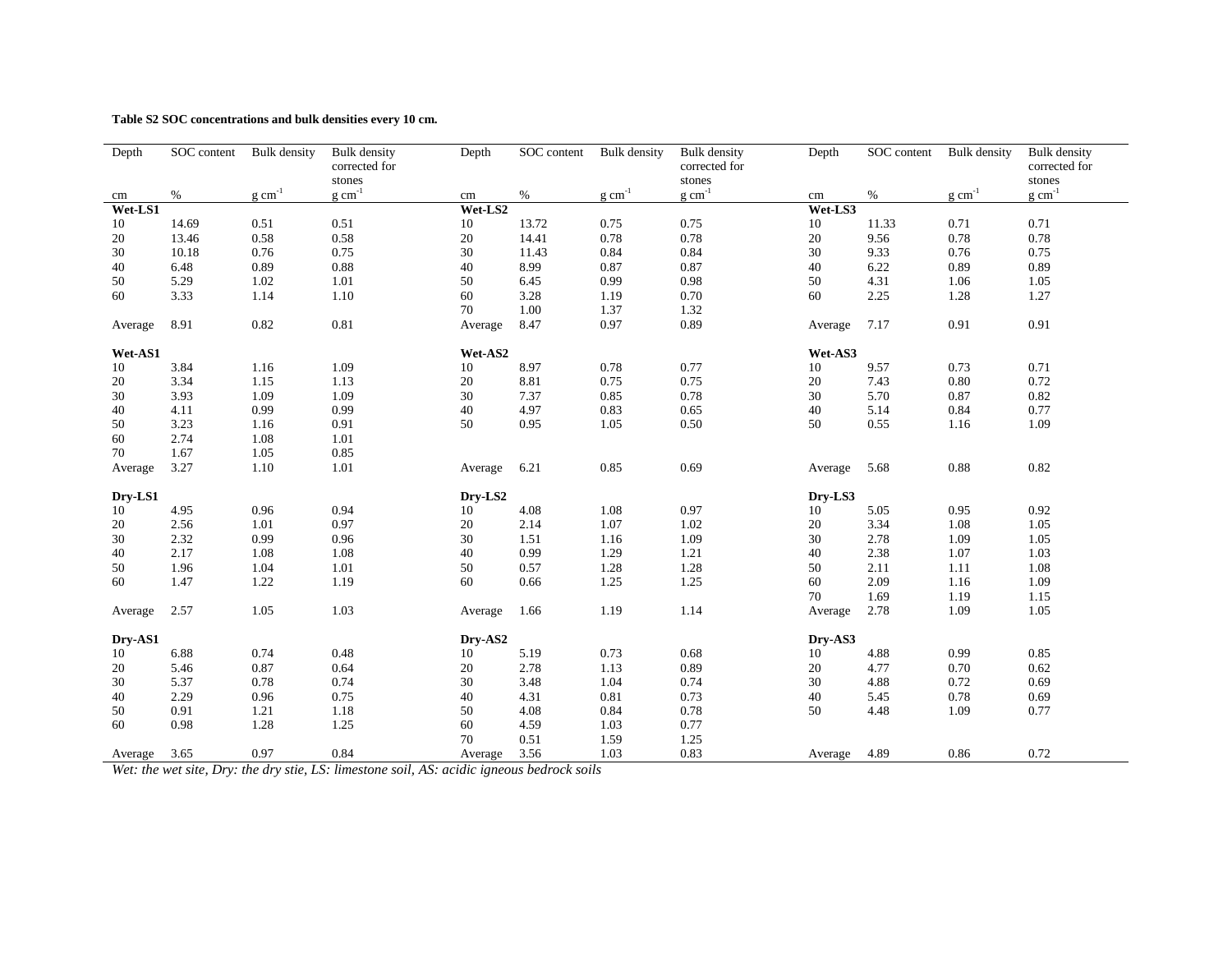**Table S2 SOC concentrations and bulk densities every 10 cm.**

| Depth | SOC content | Bulk density | Bulk density corrected for stones | Depth | SOC content | Bulk density | Bulk density corrected for stones | Depth | SOC content | Bulk density | Bulk density corrected for stones |
|---|---|---|---|---|---|---|---|---|---|---|---|
| cm | % | g cm$^{-1}$ | g cm$^{-1}$ | cm | % | g cm$^{-1}$ | g cm$^{-1}$ | cm | % | g cm$^{-1}$ | g cm$^{-1}$ |
| **Wet-LS1** | | | | **Wet-LS2** | | | | **Wet-LS3** | | | |
| 10 | 14.69 | 0.51 | 0.51 | 10 | 13.72 | 0.75 | 0.75 | 10 | 11.33 | 0.71 | 0.71 |
| 20 | 13.46 | 0.58 | 0.58 | 20 | 14.41 | 0.78 | 0.78 | 20 | 9.56 | 0.78 | 0.78 |
| 30 | 10.18 | 0.76 | 0.75 | 30 | 11.43 | 0.84 | 0.84 | 30 | 9.33 | 0.76 | 0.75 |
| 40 | 6.48 | 0.89 | 0.88 | 40 | 8.99 | 0.87 | 0.87 | 40 | 6.22 | 0.89 | 0.89 |
| 50 | 5.29 | 1.02 | 1.01 | 50 | 6.45 | 0.99 | 0.98 | 50 | 4.31 | 1.06 | 1.05 |
| 60 | 3.33 | 1.14 | 1.10 | 60 | 3.28 | 1.19 | 0.70 | 60 | 2.25 | 1.28 | 1.27 |
| | | | | 70 | 1.00 | 1.37 | 1.32 | | | | |
| Average | 8.91 | 0.82 | 0.81 | Average | 8.47 | 0.97 | 0.89 | Average | 7.17 | 0.91 | 0.91 |
| **Wet-AS1** | | | | **Wet-AS2** | | | | **Wet-AS3** | | | |
| 10 | 3.84 | 1.16 | 1.09 | 10 | 8.97 | 0.78 | 0.77 | 10 | 9.57 | 0.73 | 0.71 |
| 20 | 3.34 | 1.15 | 1.13 | 20 | 8.81 | 0.75 | 0.75 | 20 | 7.43 | 0.80 | 0.72 |
| 30 | 3.93 | 1.09 | 1.09 | 30 | 7.37 | 0.85 | 0.78 | 30 | 5.70 | 0.87 | 0.82 |
| 40 | 4.11 | 0.99 | 0.99 | 40 | 4.97 | 0.83 | 0.65 | 40 | 5.14 | 0.84 | 0.77 |
| 50 | 3.23 | 1.16 | 0.91 | 50 | 0.95 | 1.05 | 0.50 | 50 | 0.55 | 1.16 | 1.09 |
| 60 | 2.74 | 1.08 | 1.01 | | | | | | | | |
| 70 | 1.67 | 1.05 | 0.85 | | | | | | | | |
| Average | 3.27 | 1.10 | 1.01 | Average | 6.21 | 0.85 | 0.69 | Average | 5.68 | 0.88 | 0.82 |
| **Dry-LS1** | | | | **Dry-LS2** | | | | **Dry-LS3** | | | |
| 10 | 4.95 | 0.96 | 0.94 | 10 | 4.08 | 1.08 | 0.97 | 10 | 5.05 | 0.95 | 0.92 |
| 20 | 2.56 | 1.01 | 0.97 | 20 | 2.14 | 1.07 | 1.02 | 20 | 3.34 | 1.08 | 1.05 |
| 30 | 2.32 | 0.99 | 0.96 | 30 | 1.51 | 1.16 | 1.09 | 30 | 2.78 | 1.09 | 1.05 |
| 40 | 2.17 | 1.08 | 1.08 | 40 | 0.99 | 1.29 | 1.21 | 40 | 2.38 | 1.07 | 1.03 |
| 50 | 1.96 | 1.04 | 1.01 | 50 | 0.57 | 1.28 | 1.28 | 50 | 2.11 | 1.11 | 1.08 |
| 60 | 1.47 | 1.22 | 1.19 | 60 | 0.66 | 1.25 | 1.25 | 60 | 2.09 | 1.16 | 1.09 |
| | | | | | | | | 70 | 1.69 | 1.19 | 1.15 |
| Average | 2.57 | 1.05 | 1.03 | Average | 1.66 | 1.19 | 1.14 | Average | 2.78 | 1.09 | 1.05 |
| **Dry-AS1** | | | | **Dry-AS2** | | | | **Dry-AS3** | | | |
| 10 | 6.88 | 0.74 | 0.48 | 10 | 5.19 | 0.73 | 0.68 | 10 | 4.88 | 0.99 | 0.85 |
| 20 | 5.46 | 0.87 | 0.64 | 20 | 2.78 | 1.13 | 0.89 | 20 | 4.77 | 0.70 | 0.62 |
| 30 | 5.37 | 0.78 | 0.74 | 30 | 3.48 | 1.04 | 0.74 | 30 | 4.88 | 0.72 | 0.69 |
| 40 | 2.29 | 0.96 | 0.75 | 40 | 4.31 | 0.81 | 0.73 | 40 | 5.45 | 0.78 | 0.69 |
| 50 | 0.91 | 1.21 | 1.18 | 50 | 4.08 | 0.84 | 0.78 | 50 | 4.48 | 1.09 | 0.77 |
| 60 | 0.98 | 1.28 | 1.25 | 60 | 4.59 | 1.03 | 0.77 | | | | |
| | | | | 70 | 0.51 | 1.59 | 1.25 | | | | |
| Average | 3.65 | 0.97 | 0.84 | Average | 3.56 | 1.03 | 0.83 | Average | 4.89 | 0.86 | 0.72 |

*Wet: the wet site, Dry: the dry stie, LS: limestone soil, AS: acidic igneous bedrock soils*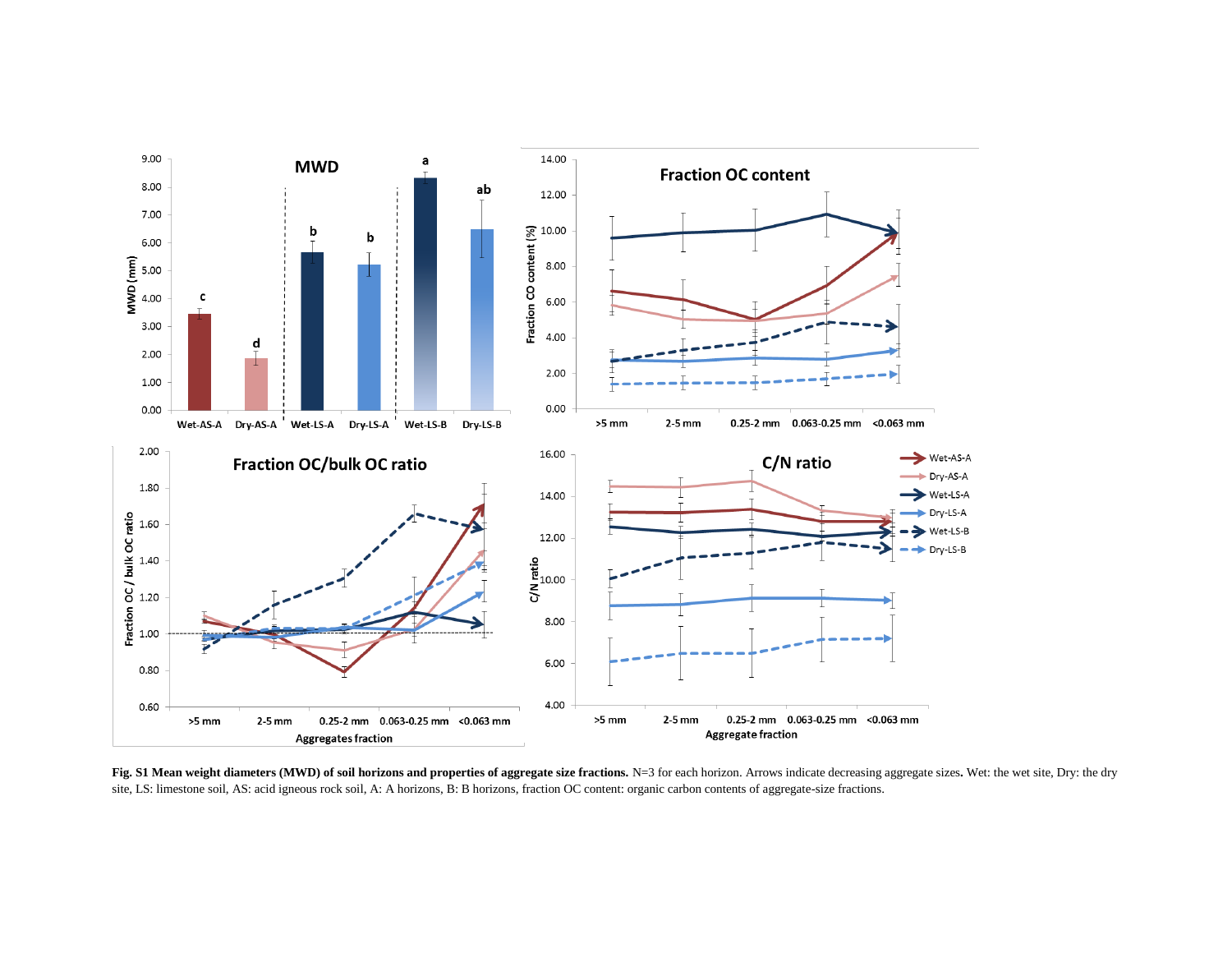**Fig. S1 Mean weight diameters (MWD) of soil horizons and properties of aggregate size fractions.** N=3 for each horizon. Arrows indicate decreasing aggregate sizes**.** Wet: the wet site, Dry: the dry site, LS: limestone soil, AS: acid igneous rock soil, A: A horizons, B: B horizons, fraction OC content: organic carbon contents of aggregate-size fractions.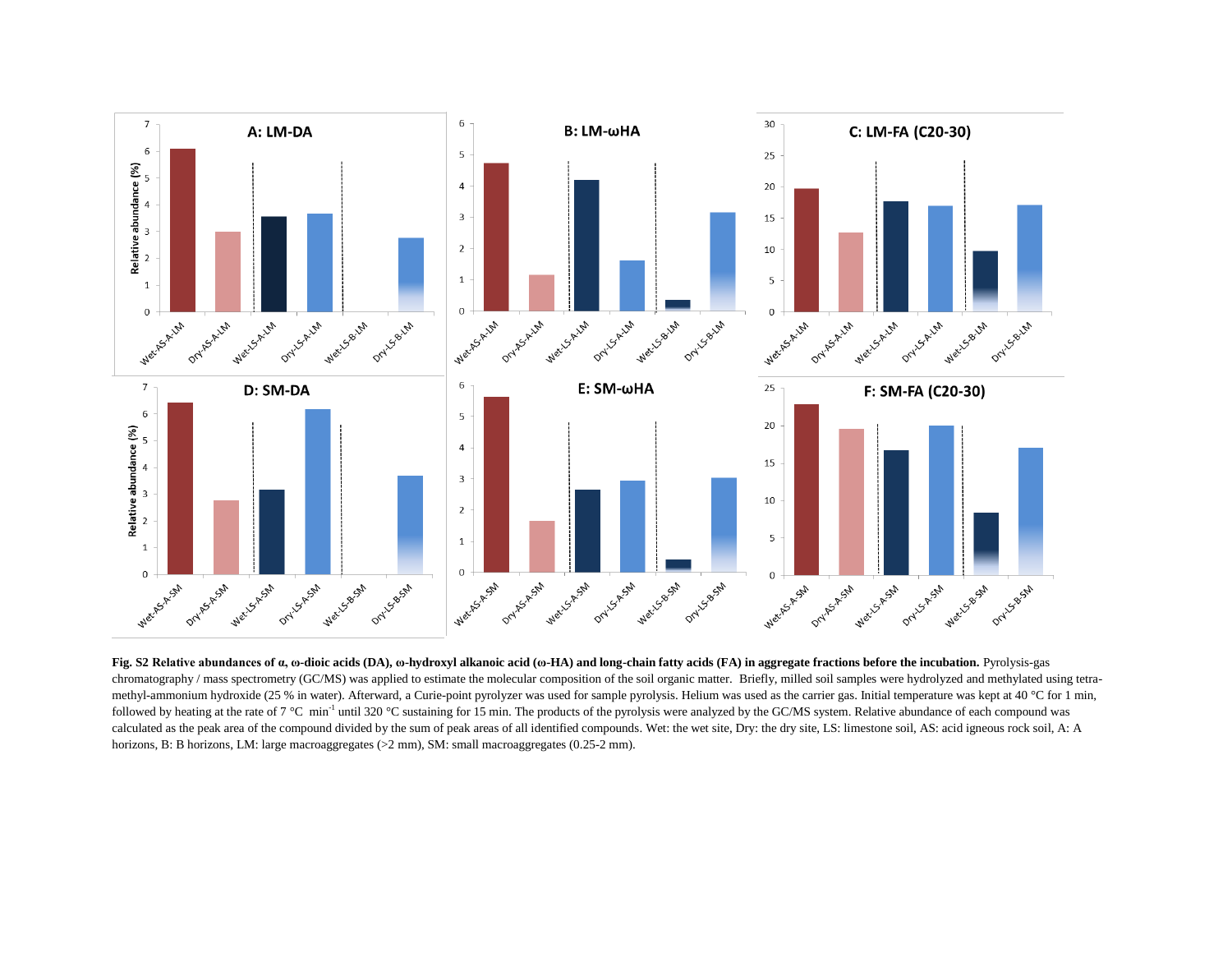**Fig. S2 Relative abundances of α, ω-dioic acids (DA), ω-hydroxyl alkanoic acid (ω-HA) and long-chain fatty acids (FA) in aggregate fractions before the incubation.** Pyrolysis-gas chromatography / mass spectrometry (GC/MS) was applied to estimate the molecular composition of the soil organic matter. Briefly, milled soil samples were hydrolyzed and methylated using tetra-methyl-ammonium hydroxide (25 % in water). Afterward, a Curie-point pyrolyzer was used for sample pyrolysis. Helium was used as the carrier gas. Initial temperature was kept at 40 °C for 1 min, followed by heating at the rate of 7 °C min$^{-1}$ until 320 °C sustaining for 15 min. The products of the pyrolysis were analyzed by the GC/MS system. Relative abundance of each compound was calculated as the peak area of the compound divided by the sum of peak areas of all identified compounds. Wet: the wet site, Dry: the dry site, LS: limestone soil, AS: acid igneous rock soil, A: A horizons, B: B horizons, LM: large macroaggregates (>2 mm), SM: small macroaggregates (0.25-2 mm).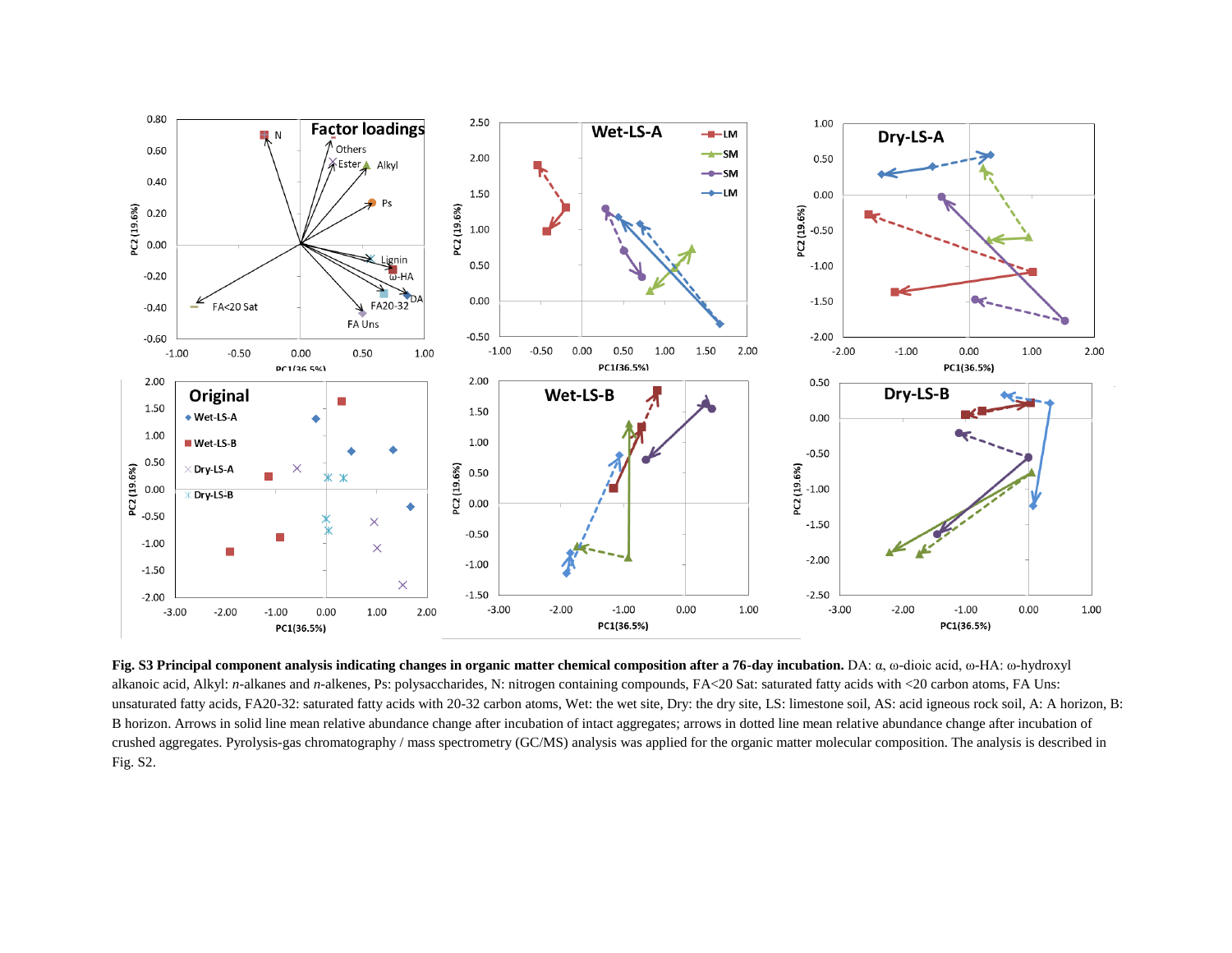Factor loadings

N
Others
Ester
Alkyl
Ps
Lignin
ω-HA
DA
FA20-32
FA Uns
FA<20 Sat

PC2 (19.6%)
PC1(36.5%)

0.80
0.60
0.40
0.20
0.00
-0.20
-0.40
-0.60

-1.00 -0.50 0.00 0.50 1.00

Wet-LS-A

LM
SM
SM
LM

PC2 (19.6%)
PC1(36.5%)

2.50
2.00
1.50
1.00
0.50
0.00
-0.50

-1.00 -0.50 0.00 0.50 1.00 1.50 2.00

Dry-LS-A

PC2 (19.6%)
PC1(36.5%)

1.00
0.50
0.00
-0.50
-1.00
-1.50
-2.00

-2.00 -1.00 0.00 1.00 2.00

Original

Wet-LS-A
Wet-LS-B
Dry-LS-A
Dry-LS-B

PC2 (19.6%)
PC1(36.5%)

2.00
1.50
1.00
0.50
0.00
-0.50
-1.00
-1.50
-2.00

-3.00 -2.00 -1.00 0.00 1.00 2.00

Wet-LS-B

PC2 (19.6%)
PC1(36.5%)

2.00
1.50
1.00
0.50
0.00
-0.50
-1.00
-1.50

-3.00 -2.00 -1.00 0.00 1.00

Dry-LS-B

PC2 (19.6%)
PC1(36.5%)

0.50
0.00
-0.50
-1.00
-1.50
-2.00
-2.50

-3.00 -2.00 -1.00 0.00 1.00

**Fig. S3 Principal component analysis indicating changes in organic matter chemical composition after a 76-day incubation.** DA: α, ω-dioic acid, ω-HA: ω-hydroxyl alkanoic acid, Alkyl: *n*-alkanes and *n*-alkenes, Ps: polysaccharides, N: nitrogen containing compounds, FA<20 Sat: saturated fatty acids with <20 carbon atoms, FA Uns: unsaturated fatty acids, FA20-32: saturated fatty acids with 20-32 carbon atoms, Wet: the wet site, Dry: the dry site, LS: limestone soil, AS: acid igneous rock soil, A: A horizon, B: B horizon. Arrows in solid line mean relative abundance change after incubation of intact aggregates; arrows in dotted line mean relative abundance change after incubation of crushed aggregates. Pyrolysis-gas chromatography / mass spectrometry (GC/MS) analysis was applied for the organic matter molecular composition. The analysis is described in Fig. S2.